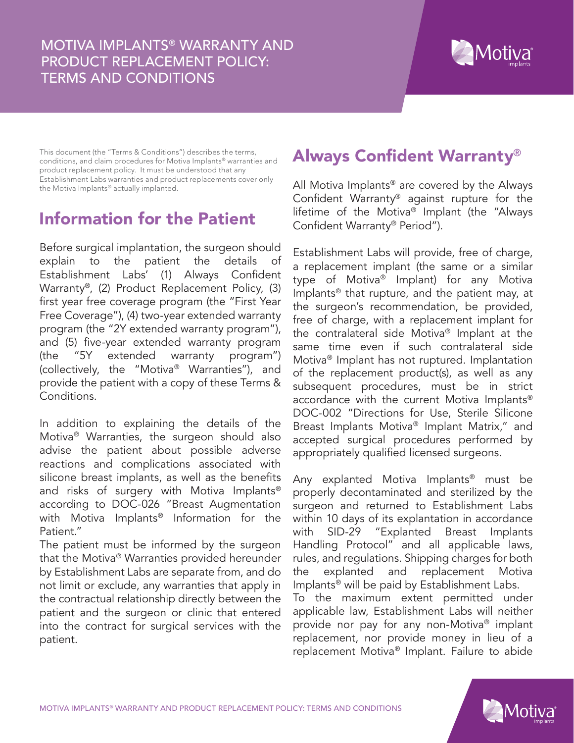# MOTIVA IMPLANTS® WARRANTY AND PRODUCT REPLACEMENT POLICY: TERMS AND CONDITIONS

This document (the "Terms & Conditions") describes the terms, conditions, and claim procedures for Motiva Implants® warranties and product replacement policy. It must be understood that any Establishment Labs warranties and product replacements cover only the Motiva Implants® actually implanted.

## Information for the Patient

Before surgical implantation, the surgeon should explain to the patient the details of Establishment Labs' (1) Always Confident Warranty®, (2) Product Replacement Policy, (3) first year free coverage program (the "First Year Free Coverage"), (4) two-year extended warranty program (the "2Y extended warranty program"), and (5) five-year extended warranty program (the "5Y extended warranty program") (collectively, the "Motiva® Warranties"), and provide the patient with a copy of these Terms & Conditions.

In addition to explaining the details of the Motiva® Warranties, the surgeon should also advise the patient about possible adverse reactions and complications associated with silicone breast implants, as well as the benefits and risks of surgery with Motiva Implants® according to DOC-026 "Breast Augmentation with Motiva Implants® Information for the Patient."

The patient must be informed by the surgeon that the Motiva® Warranties provided hereunder by Establishment Labs are separate from, and do not limit or exclude, any warranties that apply in the contractual relationship directly between the patient and the surgeon or clinic that entered into the contract for surgical services with the patient.

## Always Confident Warranty®

All Motiva Implants® are covered by the Always Confident Warranty® against rupture for the lifetime of the Motiva® Implant (the "Always Confident Warranty® Period").

Establishment Labs will provide, free of charge, a replacement implant (the same or a similar type of Motiva® Implant) for any Motiva Implants® that rupture, and the patient may, at the surgeon's recommendation, be provided, free of charge, with a replacement implant for the contralateral side Motiva® Implant at the same time even if such contralateral side Motiva® Implant has not ruptured. Implantation of the replacement product(s), as well as any subsequent procedures, must be in strict accordance with the current Motiva Implants® DOC-002 "Directions for Use, Sterile Silicone Breast Implants Motiva® Implant Matrix," and accepted surgical procedures performed by appropriately qualified licensed surgeons.

Any explanted Motiva Implants® must be properly decontaminated and sterilized by the surgeon and returned to Establishment Labs within 10 days of its explantation in accordance with SID-29 "Explanted Breast Implants Handling Protocol" and all applicable laws, rules, and regulations. Shipping charges for both the explanted and replacement Motiva Implants® will be paid by Establishment Labs.

To the maximum extent permitted under applicable law, Establishment Labs will neither provide nor pay for any non-Motiva® implant replacement, nor provide money in lieu of a replacement Motiva® Implant. Failure to abide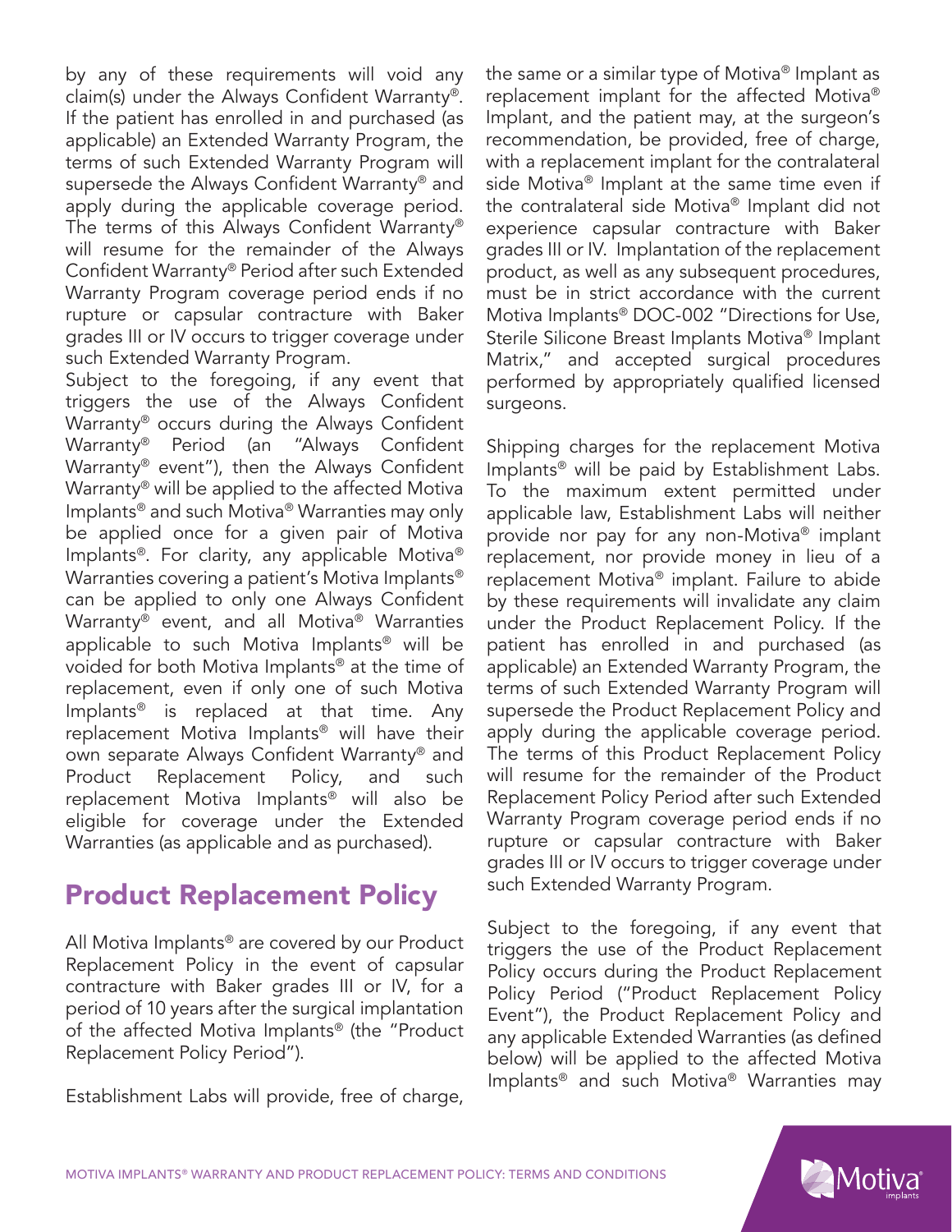by any of these requirements will void any claim(s) under the Always Confident Warranty®. If the patient has enrolled in and purchased (as applicable) an Extended Warranty Program, the terms of such Extended Warranty Program will supersede the Always Confident Warranty® and apply during the applicable coverage period. The terms of this Always Confident Warranty® will resume for the remainder of the Always Confident Warranty® Period after such Extended Warranty Program coverage period ends if no rupture or capsular contracture with Baker grades III or IV occurs to trigger coverage under such Extended Warranty Program.

Subject to the foregoing, if any event that triggers the use of the Always Confident Warranty® occurs during the Always Confident Warranty® Period (an "Always Confident Warranty® event"), then the Always Confident Warranty® will be applied to the affected Motiva Implants® and such Motiva® Warranties may only be applied once for a given pair of Motiva Implants®. For clarity, any applicable Motiva® Warranties covering a patient's Motiva Implants® can be applied to only one Always Confident Warranty® event, and all Motiva® Warranties applicable to such Motiva Implants® will be voided for both Motiva Implants® at the time of replacement, even if only one of such Motiva Implants® is replaced at that time. Any replacement Motiva Implants® will have their own separate Always Confident Warranty® and Product Replacement Policy, and such replacement Motiva Implants® will also be eligible for coverage under the Extended Warranties (as applicable and as purchased).

## Product Replacement Policy

All Motiva Implants® are covered by our Product Replacement Policy in the event of capsular contracture with Baker grades III or IV, for a period of 10 years after the surgical implantation of the affected Motiva Implants® (the "Product Replacement Policy Period").

Establishment Labs will provide, free of charge, the same or a similar type of Motiva® Implant as replacement implant for the affected Motiva® Implant, and the patient may, at the surgeon's recommendation, be provided, free of charge, with a replacement implant for the contralateral side Motiva® Implant at the same time even if the contralateral side Motiva® Implant did not experience capsular contracture with Baker grades III or IV. Implantation of the replacement product, as well as any subsequent procedures, must be in strict accordance with the current Motiva Implants® DOC-002 "Directions for Use, Sterile Silicone Breast Implants Motiva® Implant Matrix," and accepted surgical procedures performed by appropriately qualified licensed surgeons.

Shipping charges for the replacement Motiva Implants® will be paid by Establishment Labs. To the maximum extent permitted under applicable law, Establishment Labs will neither provide nor pay for any non-Motiva® implant replacement, nor provide money in lieu of a replacement Motiva® implant. Failure to abide by these requirements will invalidate any claim under the Product Replacement Policy. If the patient has enrolled in and purchased (as applicable) an Extended Warranty Program, the terms of such Extended Warranty Program will supersede the Product Replacement Policy and apply during the applicable coverage period. The terms of this Product Replacement Policy will resume for the remainder of the Product Replacement Policy Period after such Extended Warranty Program coverage period ends if no rupture or capsular contracture with Baker grades III or IV occurs to trigger coverage under such Extended Warranty Program.

Subject to the foregoing, if any event that triggers the use of the Product Replacement Policy occurs during the Product Replacement Policy Period ("Product Replacement Policy Event"), the Product Replacement Policy and any applicable Extended Warranties (as defined below) will be applied to the affected Motiva Implants® and such Motiva® Warranties may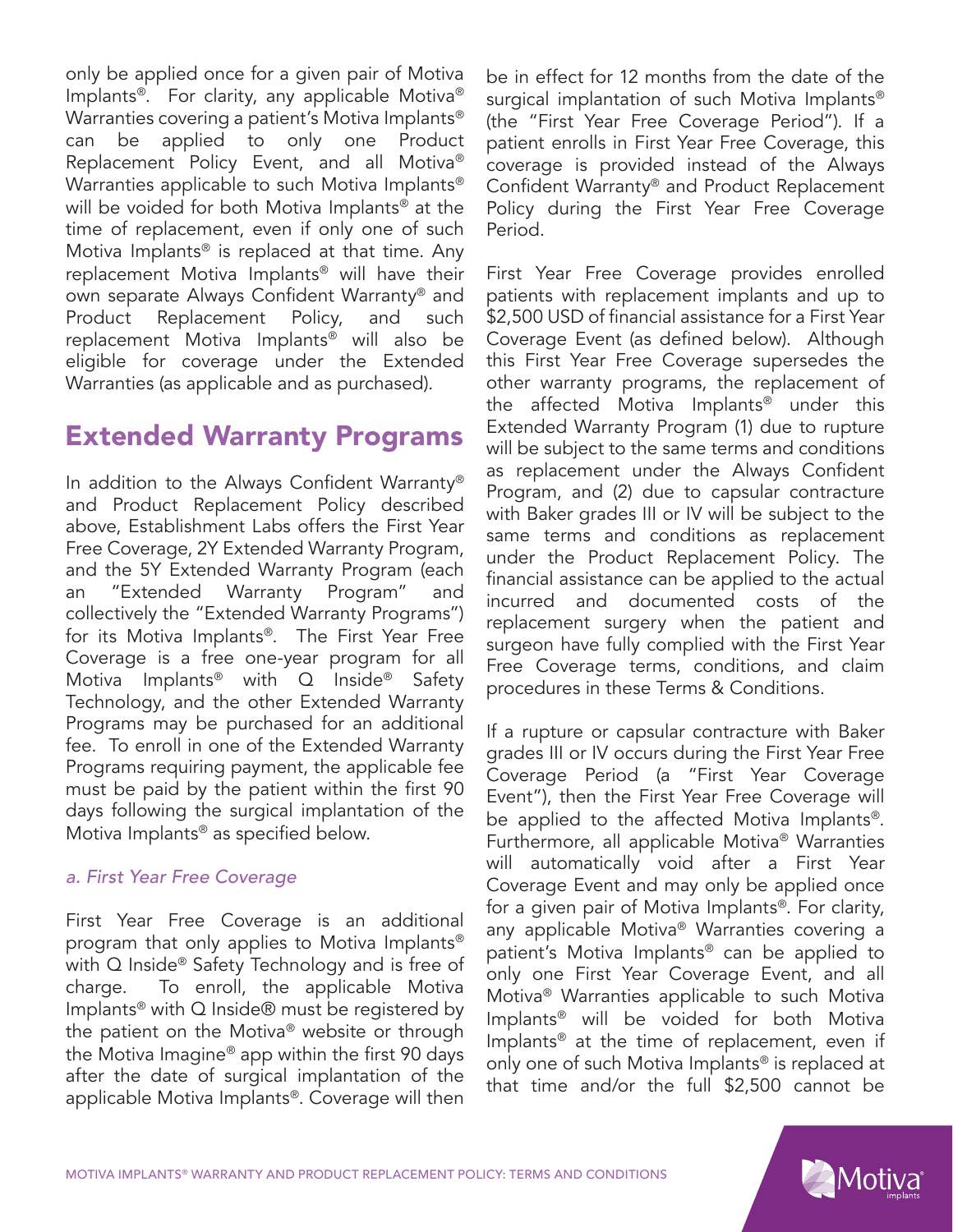only be applied once for a given pair of Motiva Implants®. For clarity, any applicable Motiva® Warranties covering a patient's Motiva Implants® can be applied to only one Product Replacement Policy Event, and all Motiva® Warranties applicable to such Motiva Implants® will be voided for both Motiva Implants® at the time of replacement, even if only one of such Motiva Implants® is replaced at that time. Any replacement Motiva Implants® will have their own separate Always Confident Warranty® and Product Replacement Policy, and such replacement Motiva Implants® will also be eligible for coverage under the Extended Warranties (as applicable and as purchased).

## Extended Warranty Programs

In addition to the Always Confident Warranty® and Product Replacement Policy described above, Establishment Labs offers the First Year Free Coverage, 2Y Extended Warranty Program, and the 5Y Extended Warranty Program (each an "Extended Warranty Program" and collectively the "Extended Warranty Programs") for its Motiva Implants®. The First Year Free Coverage is a free one-year program for all Motiva Implants® with Q Inside® Safety Technology, and the other Extended Warranty Programs may be purchased for an additional fee. To enroll in one of the Extended Warranty Programs requiring payment, the applicable fee must be paid by the patient within the first 90 days following the surgical implantation of the Motiva Implants® as specified below.

### *a. First Year Free Coverage*

First Year Free Coverage is an additional program that only applies to Motiva Implants® with Q Inside® Safety Technology and is free of charge. To enroll, the applicable Motiva Implants® with Q Inside® must be registered by the patient on the Motiva® website or through the Motiva Imagine® app within the first 90 days after the date of surgical implantation of the applicable Motiva Implants®. Coverage will then be in effect for 12 months from the date of the surgical implantation of such Motiva Implants® (the "First Year Free Coverage Period"). If a patient enrolls in First Year Free Coverage, this coverage is provided instead of the Always Confident Warranty® and Product Replacement Policy during the First Year Free Coverage Period.

First Year Free Coverage provides enrolled patients with replacement implants and up to $2,500 USD of financial assistance for a First Year Coverage Event (as defined below). Although this First Year Free Coverage supersedes the other warranty programs, the replacement of the affected Motiva Implants® under this Extended Warranty Program (1) due to rupture will be subject to the same terms and conditions as replacement under the Always Confident Program, and (2) due to capsular contracture with Baker grades III or IV will be subject to the same terms and conditions as replacement under the Product Replacement Policy. The financial assistance can be applied to the actual incurred and documented costs of the replacement surgery when the patient and surgeon have fully complied with the First Year Free Coverage terms, conditions, and claim procedures in these Terms & Conditions.

If a rupture or capsular contracture with Baker grades III or IV occurs during the First Year Free Coverage Period (a "First Year Coverage Event"), then the First Year Free Coverage will be applied to the affected Motiva Implants®. Furthermore, all applicable Motiva® Warranties will automatically void after a First Year Coverage Event and may only be applied once for a given pair of Motiva Implants®. For clarity, any applicable Motiva® Warranties covering a patient's Motiva Implants® can be applied to only one First Year Coverage Event, and all Motiva® Warranties applicable to such Motiva Implants® will be voided for both Motiva Implants® at the time of replacement, even if only one of such Motiva Implants® is replaced at that time and/or the full $2,500 cannot be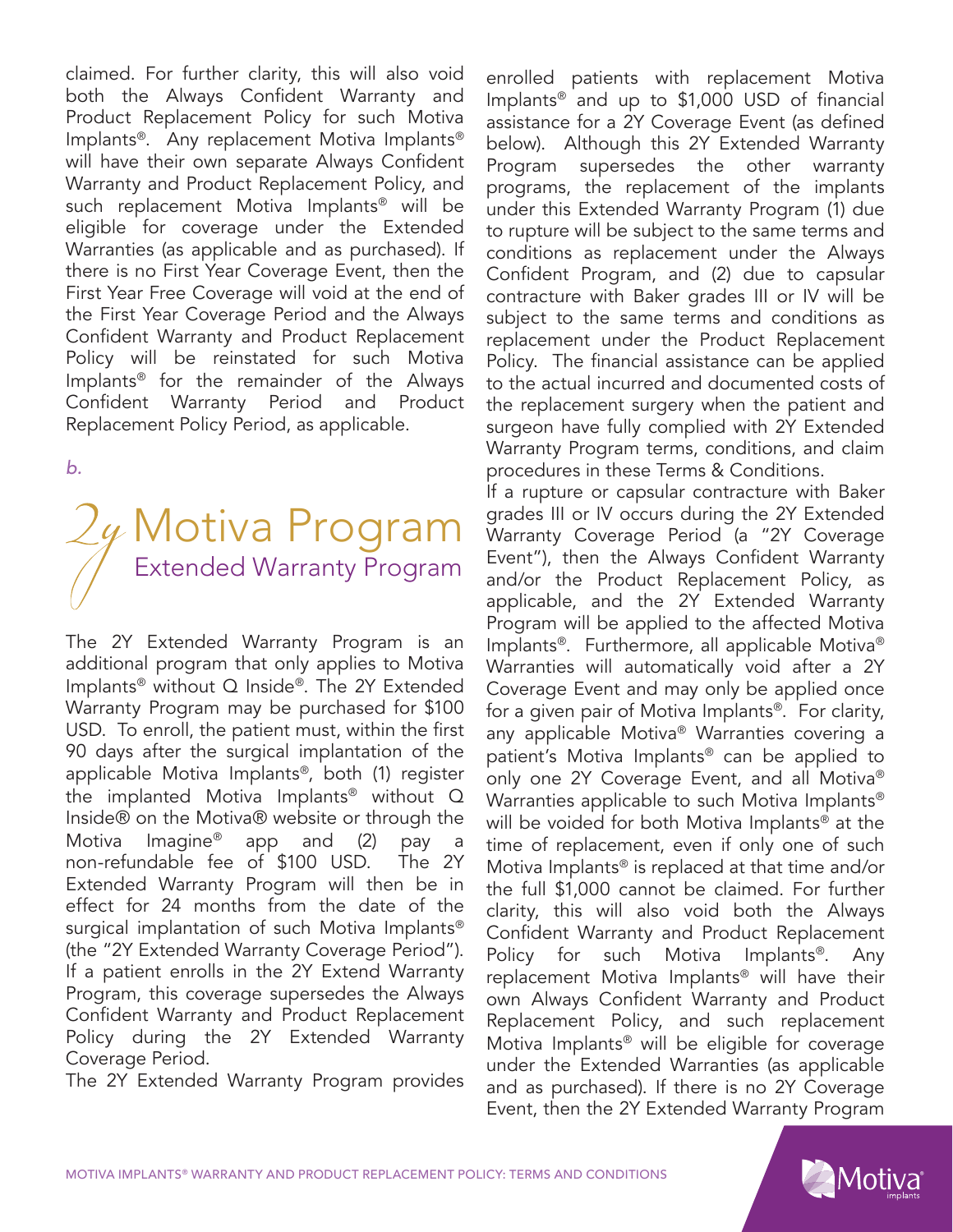claimed. For further clarity, this will also void both the Always Confident Warranty and Product Replacement Policy for such Motiva Implants®. Any replacement Motiva Implants® will have their own separate Always Confident Warranty and Product Replacement Policy, and such replacement Motiva Implants® will be eligible for coverage under the Extended Warranties (as applicable and as purchased). If there is no First Year Coverage Event, then the First Year Free Coverage will void at the end of the First Year Coverage Period and the Always Confident Warranty and Product Replacement Policy will be reinstated for such Motiva Implants® for the remainder of the Always Confident Warranty Period and Product Replacement Policy Period, as applicable.

*b.*

## 2y Motiva Program
### Extended Warranty Program

The 2Y Extended Warranty Program is an additional program that only applies to Motiva Implants® without Q Inside®. The 2Y Extended Warranty Program may be purchased for $100 USD. To enroll, the patient must, within the first 90 days after the surgical implantation of the applicable Motiva Implants®, both (1) register the implanted Motiva Implants® without Q Inside® on the Motiva® website or through the Motiva Imagine® app and (2) pay a non-refundable fee of $100 USD. The 2Y Extended Warranty Program will then be in effect for 24 months from the date of the surgical implantation of such Motiva Implants® (the "2Y Extended Warranty Coverage Period"). If a patient enrolls in the 2Y Extend Warranty Program, this coverage supersedes the Always Confident Warranty and Product Replacement Policy during the 2Y Extended Warranty Coverage Period.

The 2Y Extended Warranty Program provides enrolled patients with replacement Motiva Implants® and up to $1,000 USD of financial assistance for a 2Y Coverage Event (as defined below). Although this 2Y Extended Warranty Program supersedes the other warranty programs, the replacement of the implants under this Extended Warranty Program (1) due to rupture will be subject to the same terms and conditions as replacement under the Always Confident Program, and (2) due to capsular contracture with Baker grades III or IV will be subject to the same terms and conditions as replacement under the Product Replacement Policy. The financial assistance can be applied to the actual incurred and documented costs of the replacement surgery when the patient and surgeon have fully complied with 2Y Extended Warranty Program terms, conditions, and claim procedures in these Terms & Conditions.

If a rupture or capsular contracture with Baker grades III or IV occurs during the 2Y Extended Warranty Coverage Period (a "2Y Coverage Event"), then the Always Confident Warranty and/or the Product Replacement Policy, as applicable, and the 2Y Extended Warranty Program will be applied to the affected Motiva Implants®. Furthermore, all applicable Motiva® Warranties will automatically void after a 2Y Coverage Event and may only be applied once for a given pair of Motiva Implants®. For clarity, any applicable Motiva® Warranties covering a patient's Motiva Implants® can be applied to only one 2Y Coverage Event, and all Motiva® Warranties applicable to such Motiva Implants® will be voided for both Motiva Implants® at the time of replacement, even if only one of such Motiva Implants® is replaced at that time and/or the full $1,000 cannot be claimed. For further clarity, this will also void both the Always Confident Warranty and Product Replacement Policy for such Motiva Implants®. Any replacement Motiva Implants® will have their own Always Confident Warranty and Product Replacement Policy, and such replacement Motiva Implants® will be eligible for coverage under the Extended Warranties (as applicable and as purchased). If there is no 2Y Coverage Event, then the 2Y Extended Warranty Program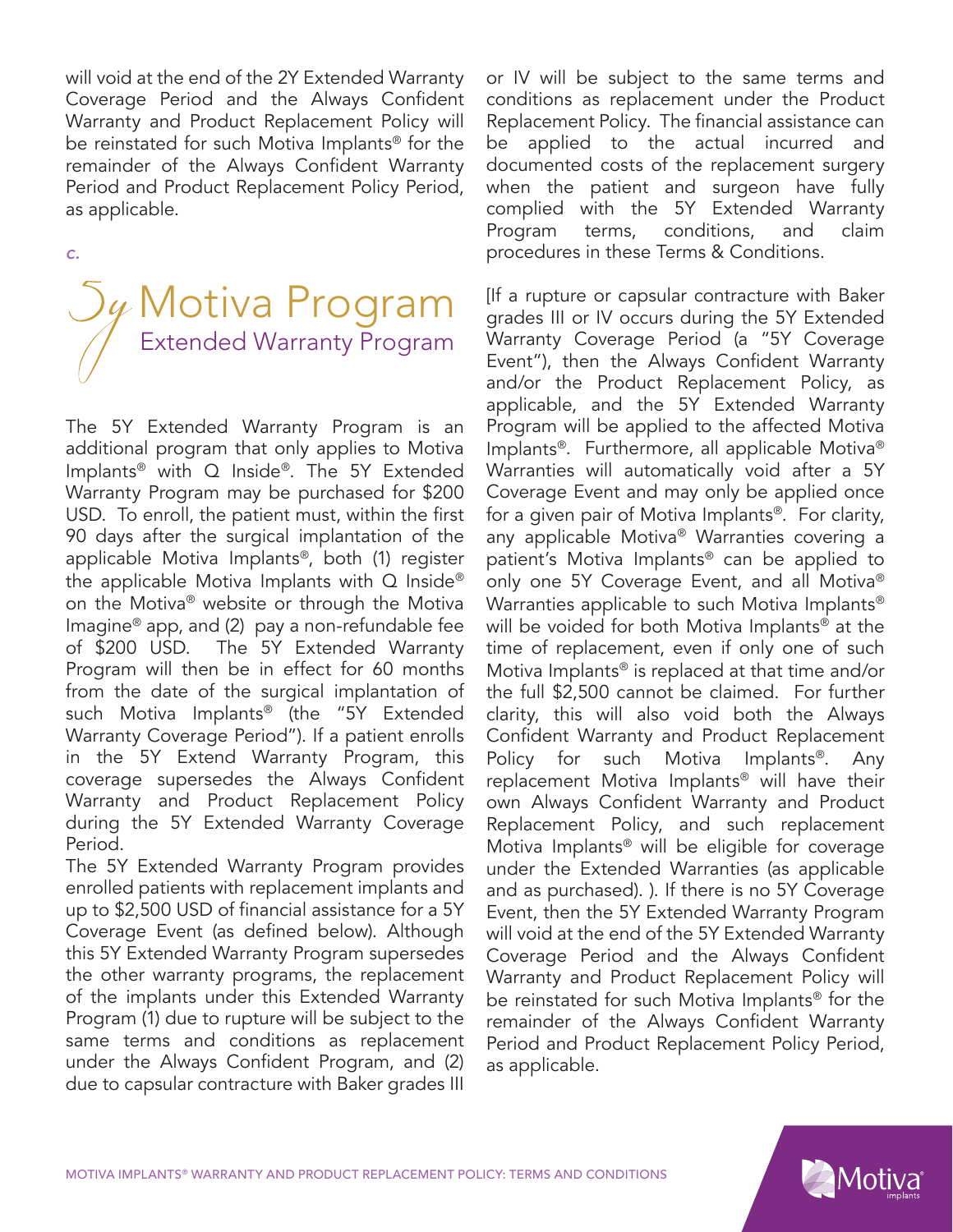will void at the end of the 2Y Extended Warranty Coverage Period and the Always Confident Warranty and Product Replacement Policy will be reinstated for such Motiva Implants® for the remainder of the Always Confident Warranty Period and Product Replacement Policy Period, as applicable.

*c.*

## 5y Motiva Program
### Extended Warranty Program

The 5Y Extended Warranty Program is an additional program that only applies to Motiva Implants® with Q Inside®. The 5Y Extended Warranty Program may be purchased for $200 USD. To enroll, the patient must, within the first 90 days after the surgical implantation of the applicable Motiva Implants®, both (1) register the applicable Motiva Implants with Q Inside® on the Motiva® website or through the Motiva Imagine® app, and (2) pay a non-refundable fee of $200 USD. The 5Y Extended Warranty Program will then be in effect for 60 months from the date of the surgical implantation of such Motiva Implants® (the "5Y Extended Warranty Coverage Period"). If a patient enrolls in the 5Y Extend Warranty Program, this coverage supersedes the Always Confident Warranty and Product Replacement Policy during the 5Y Extended Warranty Coverage Period.

The 5Y Extended Warranty Program provides enrolled patients with replacement implants and up to $2,500 USD of financial assistance for a 5Y Coverage Event (as defined below). Although this 5Y Extended Warranty Program supersedes the other warranty programs, the replacement of the implants under this Extended Warranty Program (1) due to rupture will be subject to the same terms and conditions as replacement under the Always Confident Program, and (2) due to capsular contracture with Baker grades III or IV will be subject to the same terms and conditions as replacement under the Product Replacement Policy. The financial assistance can be applied to the actual incurred and documented costs of the replacement surgery when the patient and surgeon have fully complied with the 5Y Extended Warranty Program terms, conditions, and claim procedures in these Terms & Conditions.

[If a rupture or capsular contracture with Baker grades III or IV occurs during the 5Y Extended Warranty Coverage Period (a "5Y Coverage Event"), then the Always Confident Warranty and/or the Product Replacement Policy, as applicable, and the 5Y Extended Warranty Program will be applied to the affected Motiva Implants®. Furthermore, all applicable Motiva® Warranties will automatically void after a 5Y Coverage Event and may only be applied once for a given pair of Motiva Implants®. For clarity, any applicable Motiva® Warranties covering a patient's Motiva Implants® can be applied to only one 5Y Coverage Event, and all Motiva® Warranties applicable to such Motiva Implants® will be voided for both Motiva Implants® at the time of replacement, even if only one of such Motiva Implants® is replaced at that time and/or the full $2,500 cannot be claimed. For further clarity, this will also void both the Always Confident Warranty and Product Replacement Policy for such Motiva Implants®. Any replacement Motiva Implants® will have their own Always Confident Warranty and Product Replacement Policy, and such replacement Motiva Implants® will be eligible for coverage under the Extended Warranties (as applicable and as purchased). ). If there is no 5Y Coverage Event, then the 5Y Extended Warranty Program will void at the end of the 5Y Extended Warranty Coverage Period and the Always Confident Warranty and Product Replacement Policy will be reinstated for such Motiva Implants® for the remainder of the Always Confident Warranty Period and Product Replacement Policy Period, as applicable.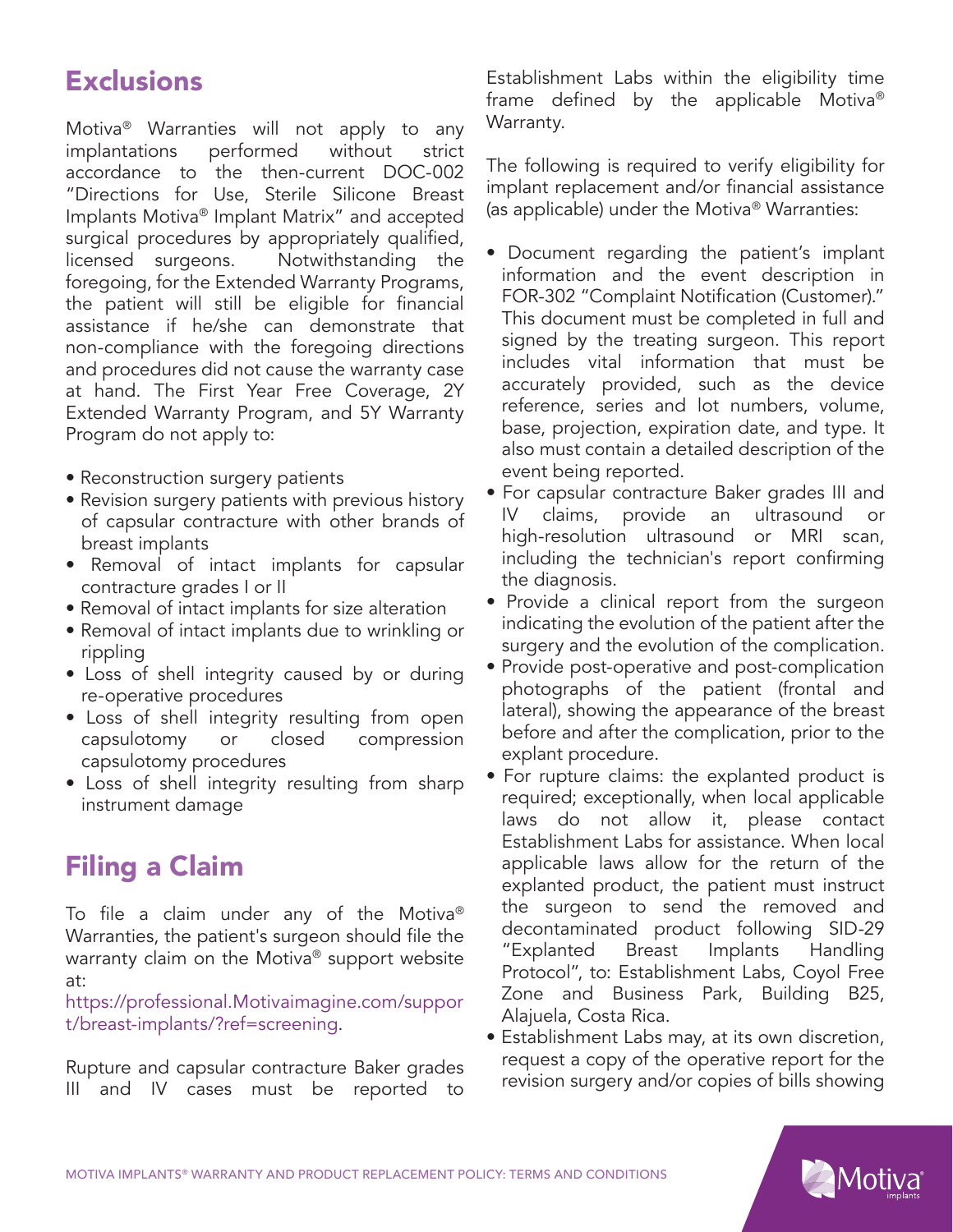## Exclusions

Motiva® Warranties will not apply to any implantations performed without strict accordance to the then-current DOC-002 "Directions for Use, Sterile Silicone Breast Implants Motiva® Implant Matrix" and accepted surgical procedures by appropriately qualified, licensed surgeons. Notwithstanding the foregoing, for the Extended Warranty Programs, the patient will still be eligible for financial assistance if he/she can demonstrate that non-compliance with the foregoing directions and procedures did not cause the warranty case at hand. The First Year Free Coverage, 2Y Extended Warranty Program, and 5Y Warranty Program do not apply to:

- Reconstruction surgery patients
- Revision surgery patients with previous history of capsular contracture with other brands of breast implants
- Removal of intact implants for capsular contracture grades I or II
- Removal of intact implants for size alteration
- Removal of intact implants due to wrinkling or rippling
- Loss of shell integrity caused by or during re-operative procedures
- Loss of shell integrity resulting from open capsulotomy or closed compression capsulotomy procedures
- Loss of shell integrity resulting from sharp instrument damage

## Filing a Claim

To file a claim under any of the Motiva® Warranties, the patient's surgeon should file the warranty claim on the Motiva® support website at:
https://professional.Motivaimagine.com/support/breast-implants/?ref=screening.

Rupture and capsular contracture Baker grades III and IV cases must be reported to Establishment Labs within the eligibility time frame defined by the applicable Motiva® Warranty.

The following is required to verify eligibility for implant replacement and/or financial assistance (as applicable) under the Motiva® Warranties:

- Document regarding the patient's implant information and the event description in FOR-302 "Complaint Notification (Customer)." This document must be completed in full and signed by the treating surgeon. This report includes vital information that must be accurately provided, such as the device reference, series and lot numbers, volume, base, projection, expiration date, and type. It also must contain a detailed description of the event being reported.
- For capsular contracture Baker grades III and IV claims, provide an ultrasound or high-resolution ultrasound or MRI scan, including the technician's report confirming the diagnosis.
- Provide a clinical report from the surgeon indicating the evolution of the patient after the surgery and the evolution of the complication.
- Provide post-operative and post-complication photographs of the patient (frontal and lateral), showing the appearance of the breast before and after the complication, prior to the explant procedure.
- For rupture claims: the explanted product is required; exceptionally, when local applicable laws do not allow it, please contact Establishment Labs for assistance. When local applicable laws allow for the return of the explanted product, the patient must instruct the surgeon to send the removed and decontaminated product following SID-29 "Explanted Breast Implants Handling Protocol", to: Establishment Labs, Coyol Free Zone and Business Park, Building B25, Alajuela, Costa Rica.
- Establishment Labs may, at its own discretion, request a copy of the operative report for the revision surgery and/or copies of bills showing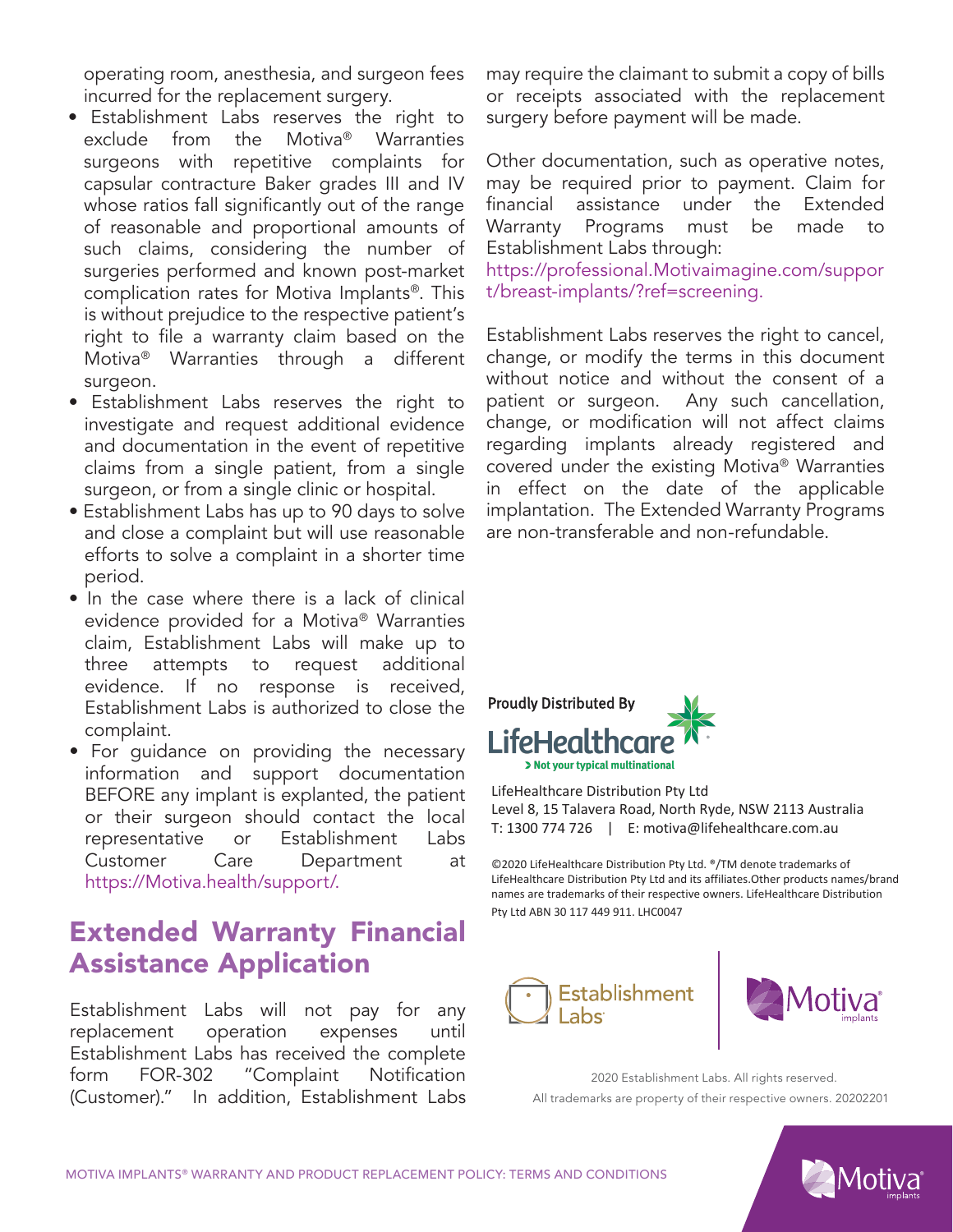operating room, anesthesia, and surgeon fees incurred for the replacement surgery.

- Establishment Labs reserves the right to exclude from the Motiva® Warranties surgeons with repetitive complaints for capsular contracture Baker grades III and IV whose ratios fall significantly out of the range of reasonable and proportional amounts of such claims, considering the number of surgeries performed and known post-market complication rates for Motiva Implants®. This is without prejudice to the respective patient's right to file a warranty claim based on the Motiva® Warranties through a different surgeon.
- Establishment Labs reserves the right to investigate and request additional evidence and documentation in the event of repetitive claims from a single patient, from a single surgeon, or from a single clinic or hospital.
- Establishment Labs has up to 90 days to solve and close a complaint but will use reasonable efforts to solve a complaint in a shorter time period.
- In the case where there is a lack of clinical evidence provided for a Motiva® Warranties claim, Establishment Labs will make up to three attempts to request additional evidence. If no response is received, Establishment Labs is authorized to close the complaint.
- For guidance on providing the necessary information and support documentation BEFORE any implant is explanted, the patient or their surgeon should contact the local representative or Establishment Labs Customer Care Department at https://Motiva.health/support/.

## Extended Warranty Financial Assistance Application

Establishment Labs will not pay for any replacement operation expenses until Establishment Labs has received the complete form FOR-302 "Complaint Notification (Customer)." In addition, Establishment Labs may require the claimant to submit a copy of bills or receipts associated with the replacement surgery before payment will be made.

Other documentation, such as operative notes, may be required prior to payment. Claim for financial assistance under the Extended Warranty Programs must be made to Establishment Labs through: https://professional.Motivaimagine.com/support/breast-implants/?ref=screening.

Establishment Labs reserves the right to cancel, change, or modify the terms in this document without notice and without the consent of a patient or surgeon. Any such cancellation, change, or modification will not affect claims regarding implants already registered and covered under the existing Motiva® Warranties in effect on the date of the applicable implantation. The Extended Warranty Programs are non-transferable and non-refundable.

Proudly Distributed By

LifeHealthcare

> Not your typical multinational

LifeHealthcare Distribution Pty Ltd
Level 8, 15 Talavera Road, North Ryde, NSW 2113 Australia
T: 1300 774 726 | E: motiva@lifehealthcare.com.au

©2020 LifeHealthcare Distribution Pty Ltd. ®/TM denote trademarks of LifeHealthcare Distribution Pty Ltd and its affiliates.Other products names/brand names are trademarks of their respective owners. LifeHealthcare Distribution Pty Ltd ABN 30 117 449 911. LHC0047

Establishment Labs | Motiva implants

2020 Establishment Labs. All rights reserved.
All trademarks are property of their respective owners. 20202201